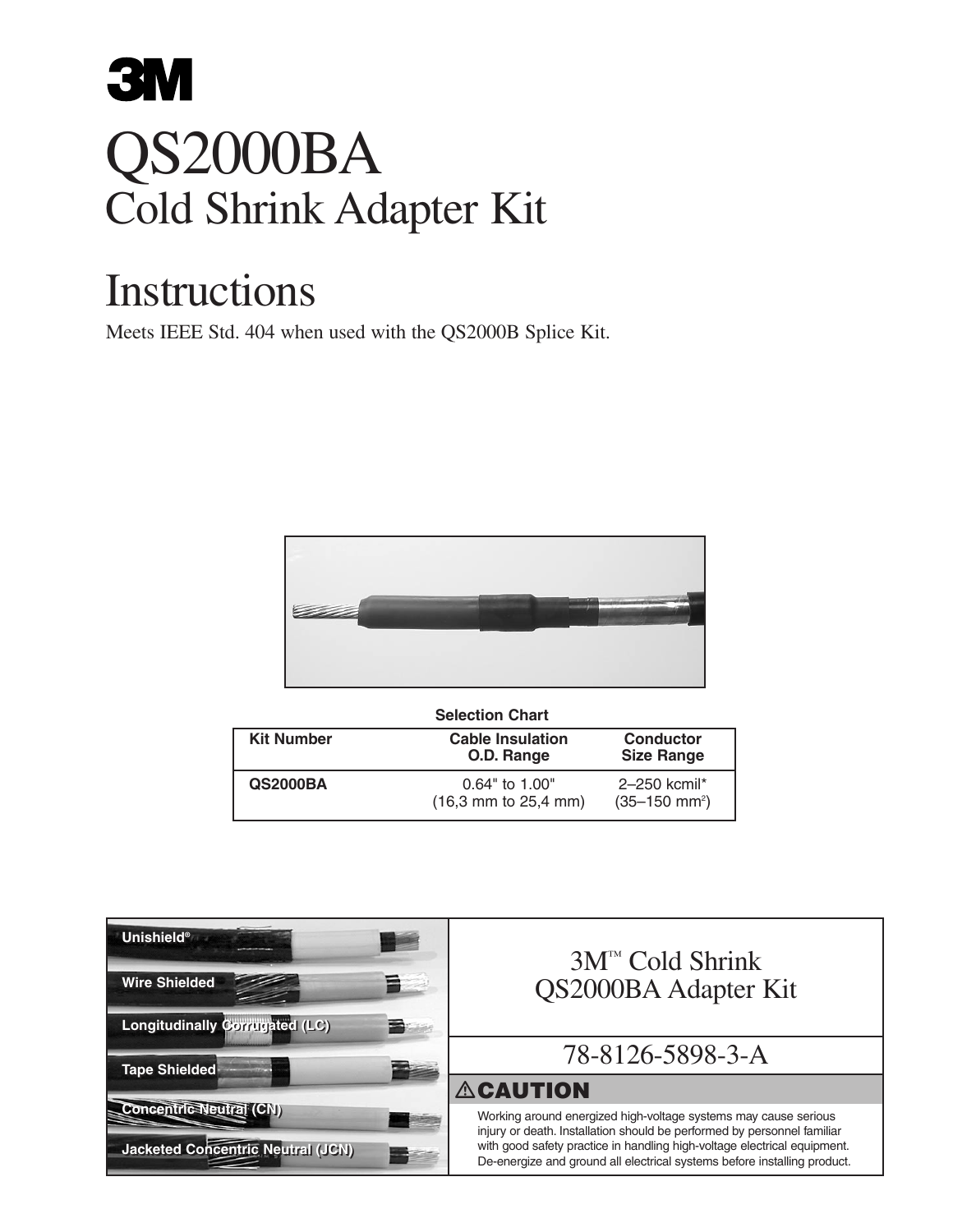# 3M

# QS2000BA

## Cold Shrink Adapter Kit

# Instructions

Meets IEEE Std. 404 when used with the QS2000B Splice Kit.

**Selection Chart**

| Kit Number | Cable Insulation O.D. Range | Conductor Size Range |
|---|---|---|
| **QS2000BA** | 0.64" to 1.00" (16,3 mm to 25,4 mm) | 2–250 kcmil* (35–150 mm$^2$) |

**Unishield®**

**Wire Shielded**

**Longitudinally Corrugated (LC)**

**Tape Shielded**

**Concentric Neutral (CN)**

**Jacketed Concentric Neutral (JCN)**

3M™ Cold Shrink QS2000BA Adapter Kit

78-8126-5898-3-A

**⚠CAUTION**

Working around energized high-voltage systems may cause serious injury or death. Installation should be performed by personnel familiar with good safety practice in handling high-voltage electrical equipment. De-energize and ground all electrical systems before installing product.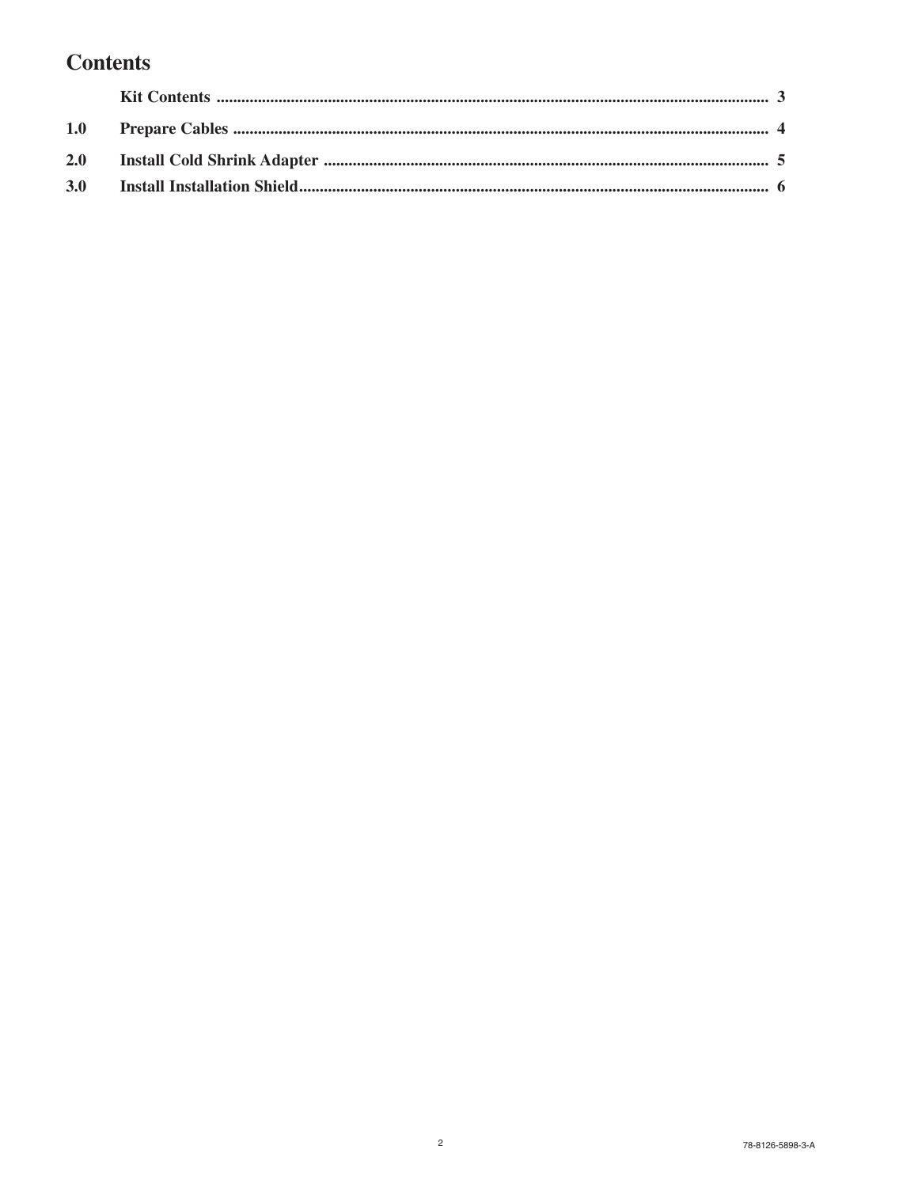# Contents

| | | |
|---|---|---|
| | **Kit Contents** | **3** |
| **1.0** | **Prepare Cables** | **4** |
| **2.0** | **Install Cold Shrink Adapter** | **5** |
| **3.0** | **Install Installation Shield** | **6** |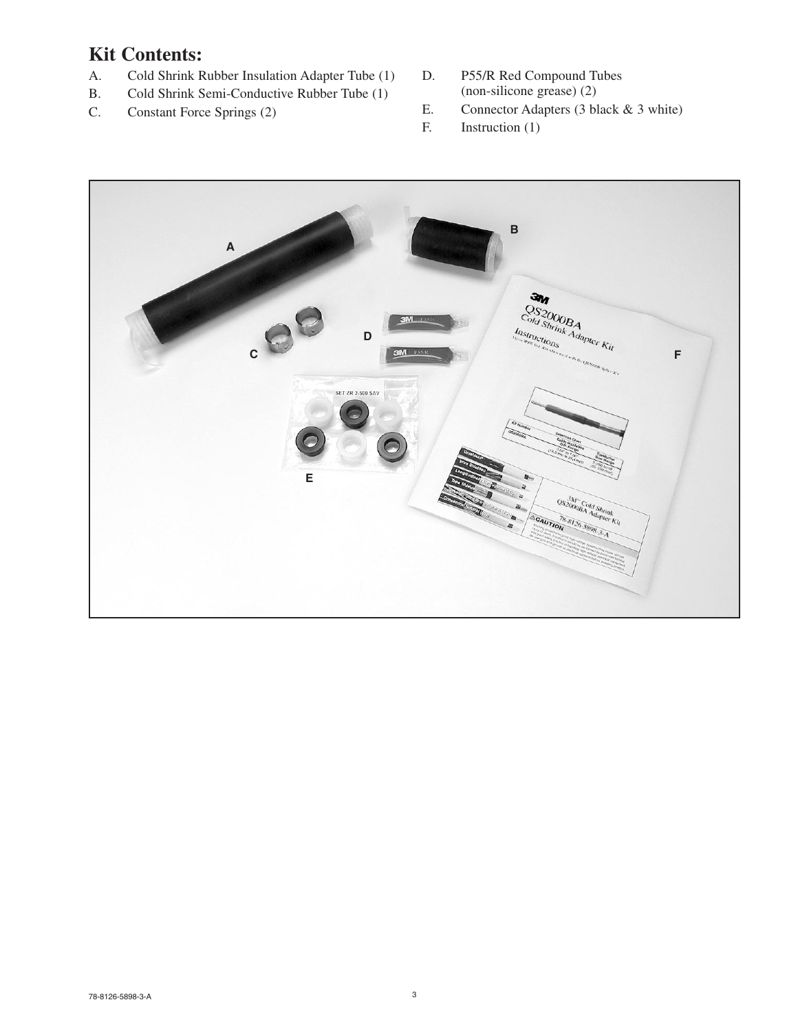## Kit Contents:

A. Cold Shrink Rubber Insulation Adapter Tube (1)
B. Cold Shrink Semi-Conductive Rubber Tube (1)
C. Constant Force Springs (2)
D. P55/R Red Compound Tubes (non-silicone grease) (2)
E. Connector Adapters (3 black & 3 white)
F. Instruction (1)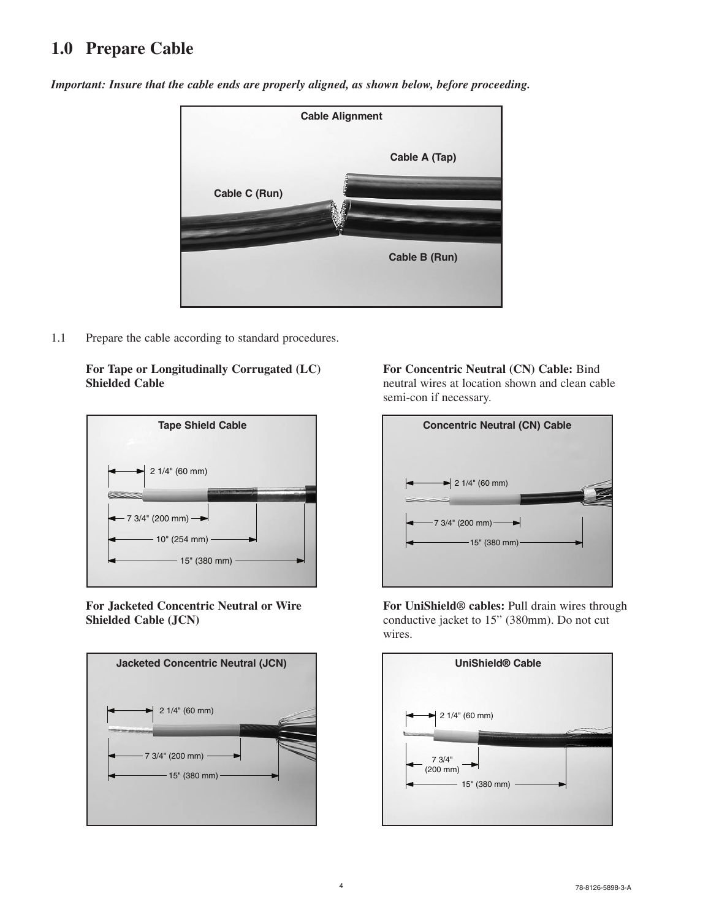# 1.0 Prepare Cable

***Important: Insure that the cable ends are properly aligned, as shown below, before proceeding.***

Cable Alignment

Cable A (Tap)

Cable C (Run)

Cable B (Run)

1.1 Prepare the cable according to standard procedures.

**For Tape or Longitudinally Corrugated (LC) Shielded Cable**

Tape Shield Cable

2 1/4" (60 mm)

7 3/4" (200 mm)

10" (254 mm)

15" (380 mm)

**For Jacketed Concentric Neutral or Wire Shielded Cable (JCN)**

Jacketed Concentric Neutral (JCN)

2 1/4" (60 mm)

7 3/4" (200 mm)

15" (380 mm)

**For Concentric Neutral (CN) Cable:** Bind neutral wires at location shown and clean cable semi-con if necessary.

Concentric Neutral (CN) Cable

2 1/4" (60 mm)

7 3/4" (200 mm)

15" (380 mm)

**For UniShield® cables:** Pull drain wires through conductive jacket to 15" (380mm). Do not cut wires.

UniShield® Cable

2 1/4" (60 mm)

7 3/4" (200 mm)

15" (380 mm)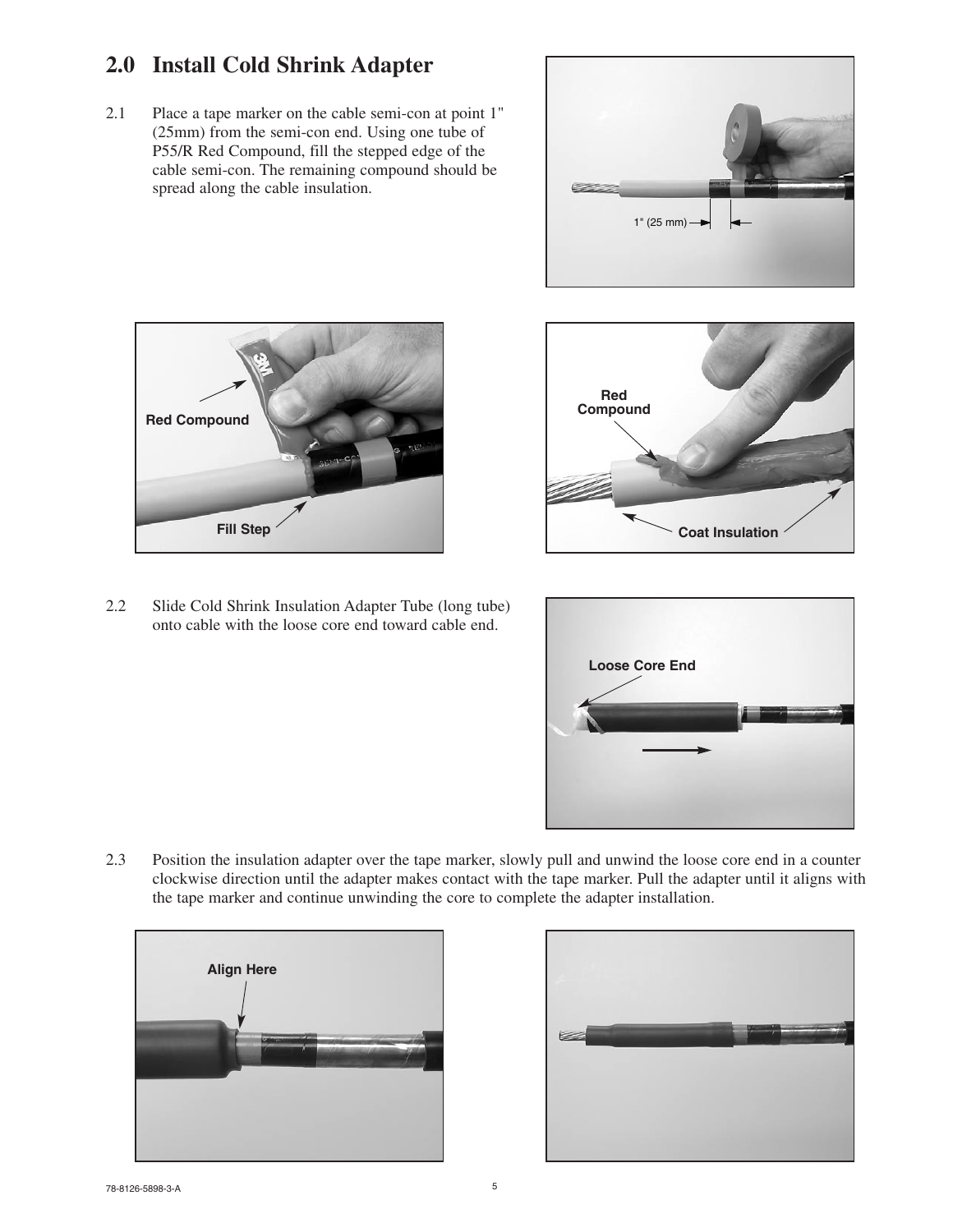## 2.0 Install Cold Shrink Adapter

2.1 Place a tape marker on the cable semi-con at point 1" (25mm) from the semi-con end. Using one tube of P55/R Red Compound, fill the stepped edge of the cable semi-con. The remaining compound should be spread along the cable insulation.

2.2 Slide Cold Shrink Insulation Adapter Tube (long tube) onto cable with the loose core end toward cable end.

2.3 Position the insulation adapter over the tape marker, slowly pull and unwind the loose core end in a counter clockwise direction until the adapter makes contact with the tape marker. Pull the adapter until it aligns with the tape marker and continue unwinding the core to complete the adapter installation.

78-8126-5898-3-A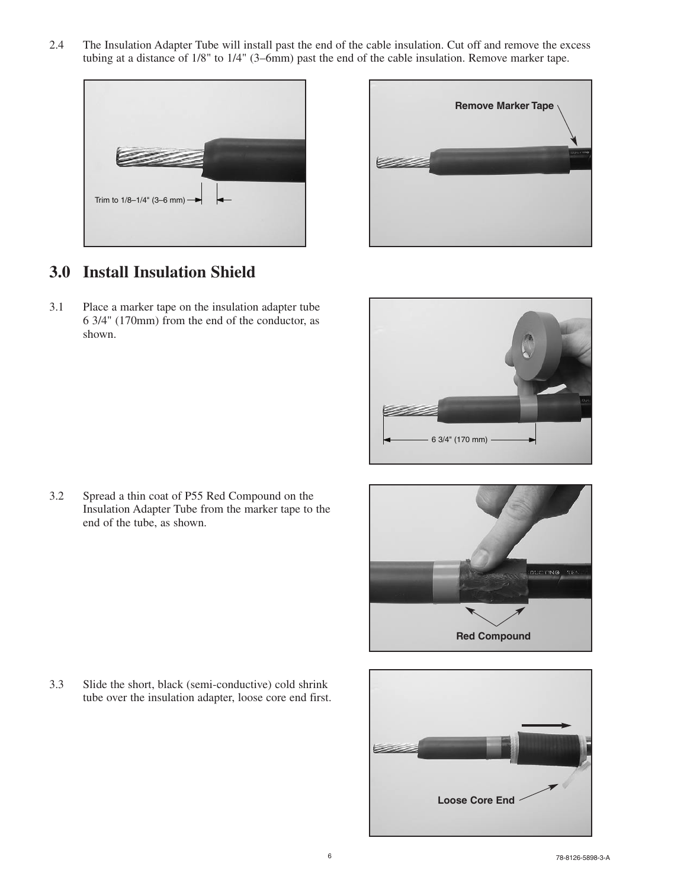2.4 The Insulation Adapter Tube will install past the end of the cable insulation. Cut off and remove the excess tubing at a distance of 1/8" to 1/4" (3–6mm) past the end of the cable insulation. Remove marker tape.

Trim to 1/8–1/4" (3–6 mm)

Remove Marker Tape

## 3.0 Install Insulation Shield

3.1 Place a marker tape on the insulation adapter tube 6 3/4" (170mm) from the end of the conductor, as shown.

6 3/4" (170 mm)

3.2 Spread a thin coat of P55 Red Compound on the Insulation Adapter Tube from the marker tape to the end of the tube, as shown.

Red Compound

3.3 Slide the short, black (semi-conductive) cold shrink tube over the insulation adapter, loose core end first.

Loose Core End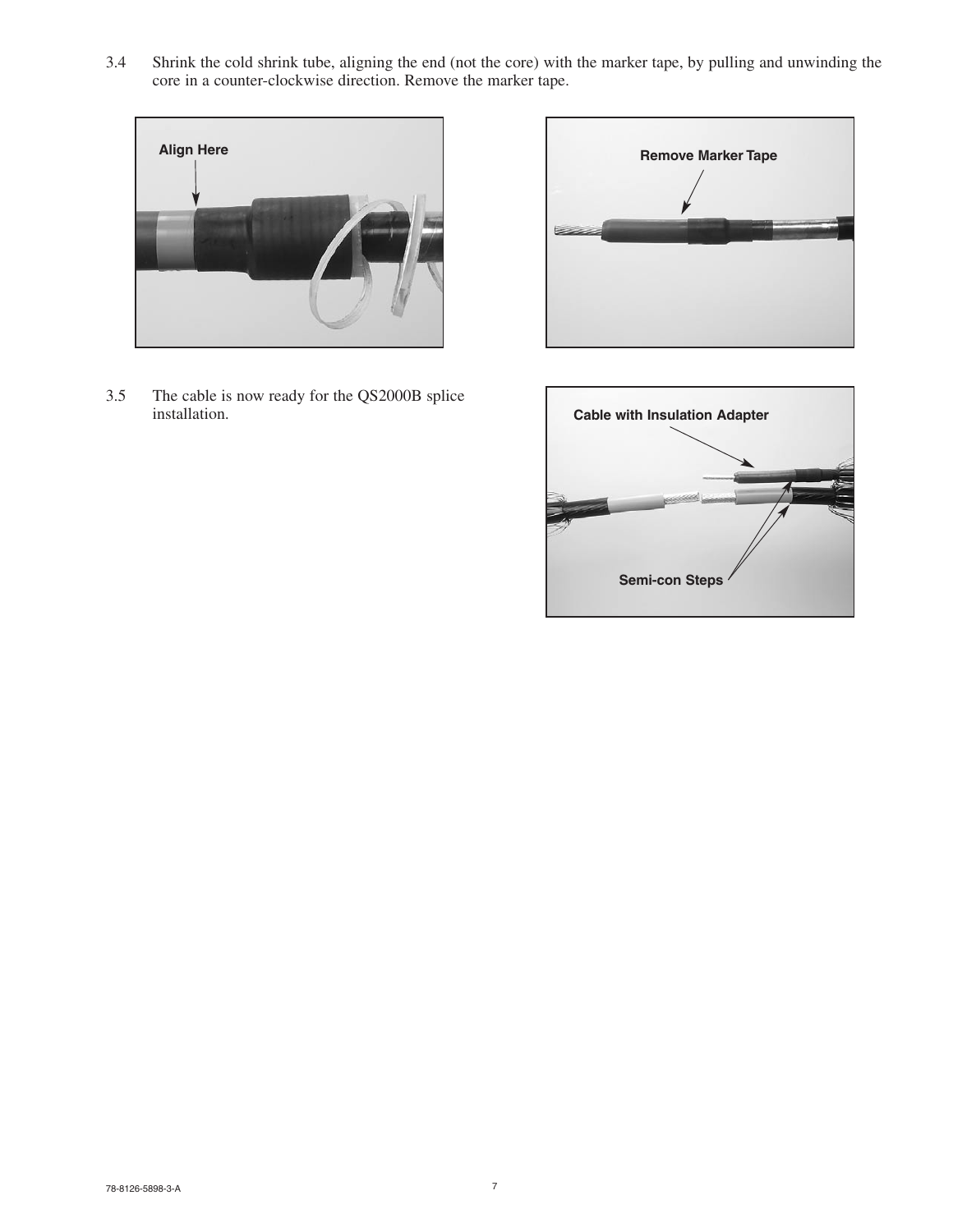3.4 Shrink the cold shrink tube, aligning the end (not the core) with the marker tape, by pulling and unwinding the core in a counter-clockwise direction. Remove the marker tape.

Align Here

Remove Marker Tape

3.5 The cable is now ready for the QS2000B splice installation.

Cable with Insulation Adapter

Semi-con Steps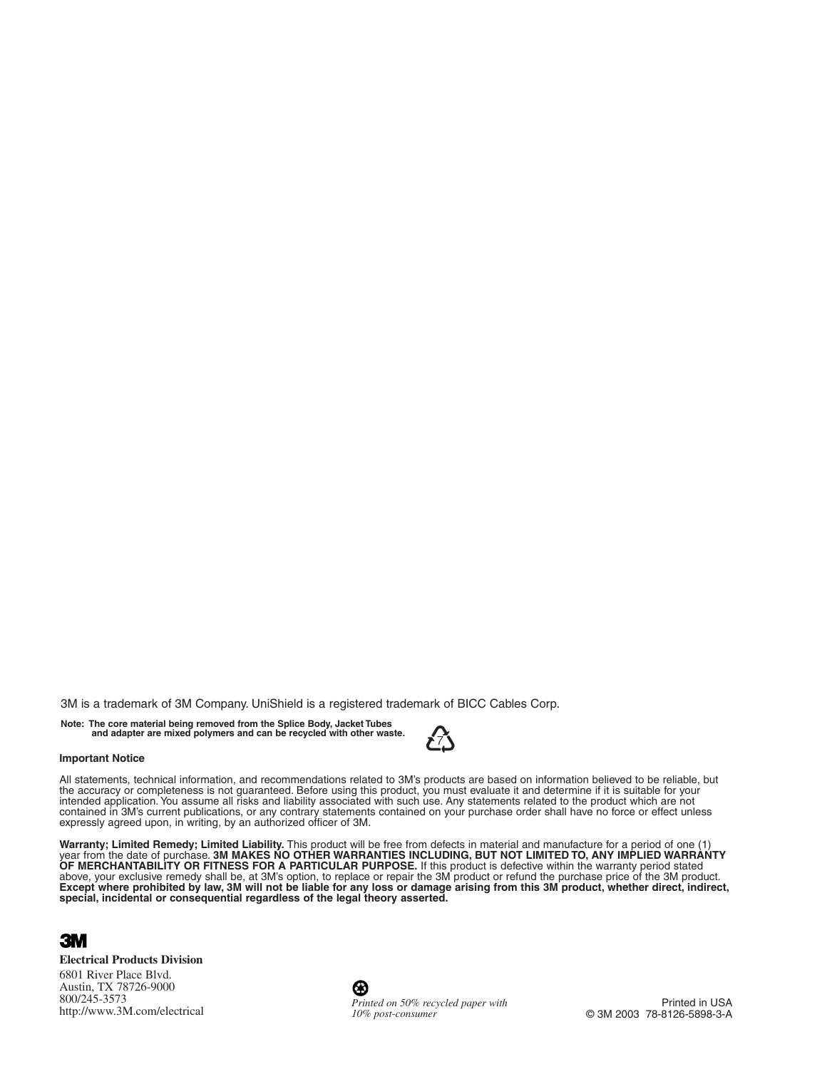3M is a trademark of 3M Company. UniShield is a registered trademark of BICC Cables Corp.

**Note: The core material being removed from the Splice Body, Jacket Tubes and adapter are mixed polymers and can be recycled with other waste.**

7

**Important Notice**

All statements, technical information, and recommendations related to 3M's products are based on information believed to be reliable, but the accuracy or completeness is not guaranteed. Before using this product, you must evaluate it and determine if it is suitable for your intended application. You assume all risks and liability associated with such use. Any statements related to the product which are not contained in 3M's current publications, or any contrary statements contained on your purchase order shall have no force or effect unless expressly agreed upon, in writing, by an authorized officer of 3M.

**Warranty; Limited Remedy; Limited Liability.** This product will be free from defects in material and manufacture for a period of one (1) year from the date of purchase. **3M MAKES NO OTHER WARRANTIES INCLUDING, BUT NOT LIMITED TO, ANY IMPLIED WARRANTY OF MERCHANTABILITY OR FITNESS FOR A PARTICULAR PURPOSE.** If this product is defective within the warranty period stated above, your exclusive remedy shall be, at 3M's option, to replace or repair the 3M product or refund the purchase price of the 3M product. **Except where prohibited by law, 3M will not be liable for any loss or damage arising from this 3M product, whether direct, indirect, special, incidental or consequential regardless of the legal theory asserted.**

**3M**

**Electrical Products Division**
6801 River Place Blvd.
Austin, TX 78726-9000
800/245-3573
http://www.3M.com/electrical

*Printed on 50% recycled paper with 10% post-consumer*

Printed in USA
© 3M 2003 78-8126-5898-3-A